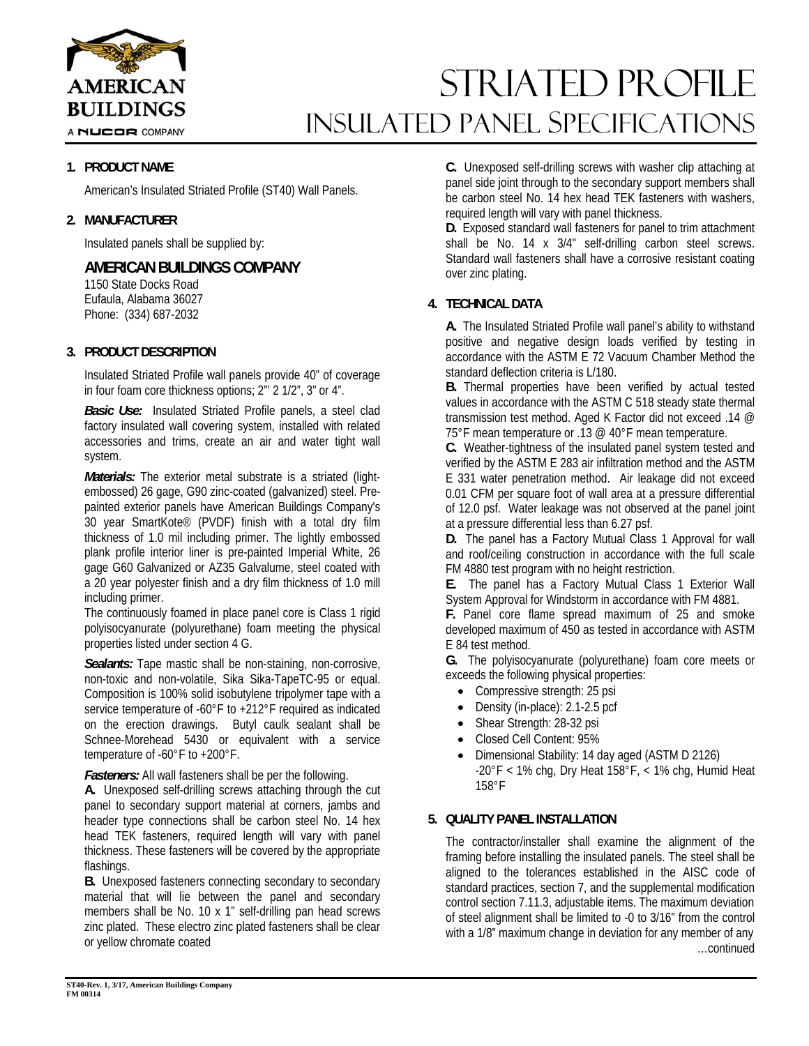# STRIATED PROFILE
## INSULATED PANEL SPECIFICATIONS

### 1. PRODUCT NAME

American's Insulated Striated Profile (ST40) Wall Panels.

### 2. MANUFACTURER

Insulated panels shall be supplied by:

**AMERICAN BUILDINGS COMPANY**
1150 State Docks Road
Eufaula, Alabama 36027
Phone: (334) 687-2032

### 3. PRODUCT DESCRIPTION

Insulated Striated Profile wall panels provide 40" of coverage in four foam core thickness options; 2"' 2 1/2", 3" or 4".

***Basic Use:*** Insulated Striated Profile panels, a steel clad factory insulated wall covering system, installed with related accessories and trims, create an air and water tight wall system.

***Materials:*** The exterior metal substrate is a striated (light-embossed) 26 gage, G90 zinc-coated (galvanized) steel. Pre-painted exterior panels have American Buildings Company's 30 year SmartKote® (PVDF) finish with a total dry film thickness of 1.0 mil including primer. The lightly embossed plank profile interior liner is pre-painted Imperial White, 26 gage G60 Galvanized or AZ35 Galvalume, steel coated with a 20 year polyester finish and a dry film thickness of 1.0 mill including primer.

The continuously foamed in place panel core is Class 1 rigid polyisocyanurate (polyurethane) foam meeting the physical properties listed under section 4 G.

***Sealants:*** Tape mastic shall be non-staining, non-corrosive, non-toxic and non-volatile, Sika Sika-TapeTC-95 or equal. Composition is 100% solid isobutylene tripolymer tape with a service temperature of -60°F to +212°F required as indicated on the erection drawings. Butyl caulk sealant shall be Schnee-Morehead 5430 or equivalent with a service temperature of -60°F to +200°F.

***Fasteners:*** All wall fasteners shall be per the following.

**A.** Unexposed self-drilling screws attaching through the cut panel to secondary support material at corners, jambs and header type connections shall be carbon steel No. 14 hex head TEK fasteners, required length will vary with panel thickness. These fasteners will be covered by the appropriate flashings.

**B.** Unexposed fasteners connecting secondary to secondary material that will lie between the panel and secondary members shall be No. 10 x 1" self-drilling pan head screws zinc plated. These electro zinc plated fasteners shall be clear or yellow chromate coated

**C.** Unexposed self-drilling screws with washer clip attaching at panel side joint through to the secondary support members shall be carbon steel No. 14 hex head TEK fasteners with washers, required length will vary with panel thickness.

**D.** Exposed standard wall fasteners for panel to trim attachment shall be No. 14 x 3/4" self-drilling carbon steel screws. Standard wall fasteners shall have a corrosive resistant coating over zinc plating.

### 4. TECHNICAL DATA

**A.** The Insulated Striated Profile wall panel's ability to withstand positive and negative design loads verified by testing in accordance with the ASTM E 72 Vacuum Chamber Method the standard deflection criteria is L/180.

**B.** Thermal properties have been verified by actual tested values in accordance with the ASTM C 518 steady state thermal transmission test method. Aged K Factor did not exceed .14 @ 75°F mean temperature or .13 @ 40°F mean temperature.

**C.** Weather-tightness of the insulated panel system tested and verified by the ASTM E 283 air infiltration method and the ASTM E 331 water penetration method. Air leakage did not exceed 0.01 CFM per square foot of wall area at a pressure differential of 12.0 psf. Water leakage was not observed at the panel joint at a pressure differential less than 6.27 psf.

**D.** The panel has a Factory Mutual Class 1 Approval for wall and roof/ceiling construction in accordance with the full scale FM 4880 test program with no height restriction.

**E.** The panel has a Factory Mutual Class 1 Exterior Wall System Approval for Windstorm in accordance with FM 4881.

**F.** Panel core flame spread maximum of 25 and smoke developed maximum of 450 as tested in accordance with ASTM E 84 test method.

**G.** The polyisocyanurate (polyurethane) foam core meets or exceeds the following physical properties:

- Compressive strength: 25 psi
- Density (in-place): 2.1-2.5 pcf
- Shear Strength: 28-32 psi
- Closed Cell Content: 95%
- Dimensional Stability: 14 day aged (ASTM D 2126) -20°F < 1% chg, Dry Heat 158°F, < 1% chg, Humid Heat 158°F

### 5. QUALITY PANEL INSTALLATION

The contractor/installer shall examine the alignment of the framing before installing the insulated panels. The steel shall be aligned to the tolerances established in the AISC code of standard practices, section 7, and the supplemental modification control section 7.11.3, adjustable items. The maximum deviation of steel alignment shall be limited to -0 to 3/16" from the control with a 1/8" maximum change in deviation for any member of any

…continued

ST40-Rev. 1, 3/17, American Buildings Company
FM 00314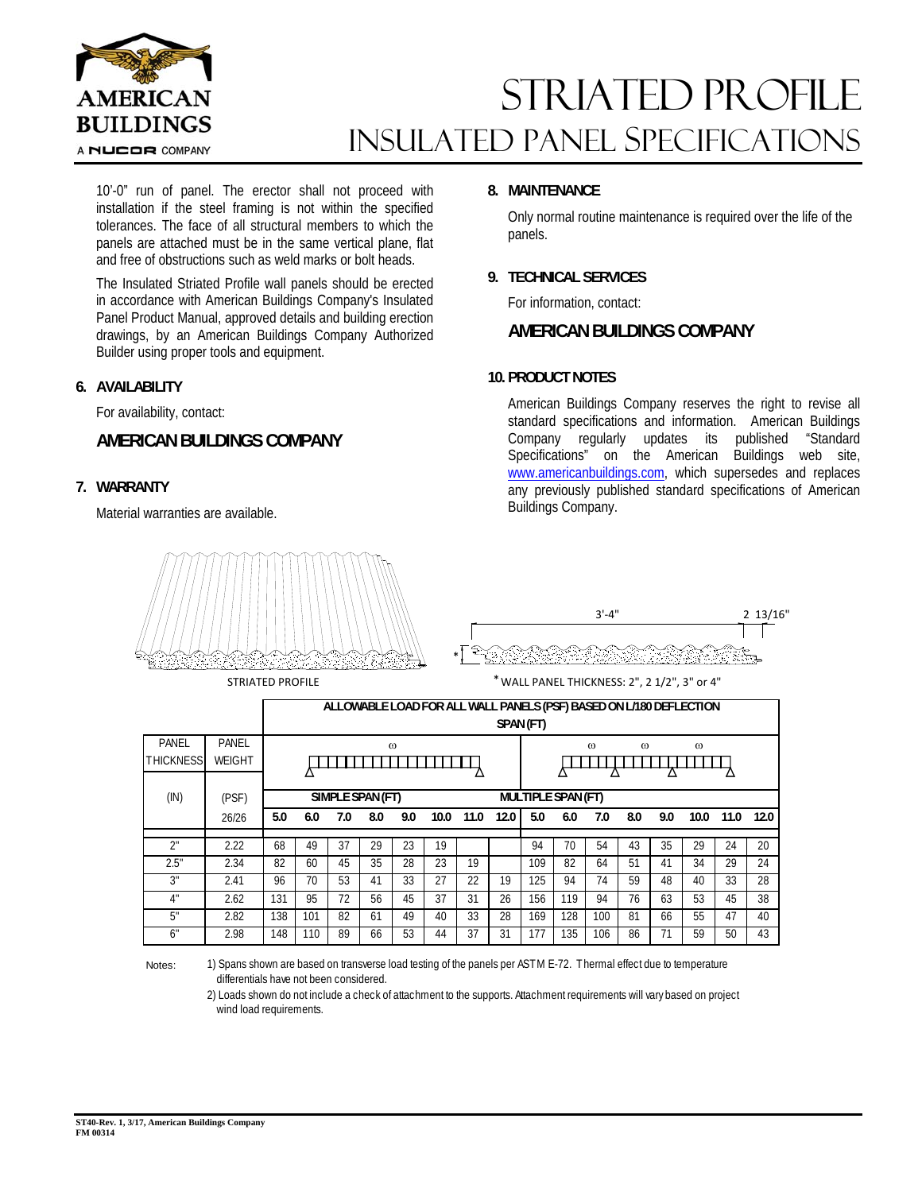# STRIATED PROFILE
## INSULATED PANEL SPECIFICATIONS

10'-0" run of panel. The erector shall not proceed with installation if the steel framing is not within the specified tolerances. The face of all structural members to which the panels are attached must be in the same vertical plane, flat and free of obstructions such as weld marks or bolt heads.

The Insulated Striated Profile wall panels should be erected in accordance with American Buildings Company's Insulated Panel Product Manual, approved details and building erection drawings, by an American Buildings Company Authorized Builder using proper tools and equipment.

### 6. AVAILABILITY

For availability, contact:

**AMERICAN BUILDINGS COMPANY**

### 7. WARRANTY

Material warranties are available.

### 8. MAINTENANCE

Only normal routine maintenance is required over the life of the panels.

### 9. TECHNICAL SERVICES

For information, contact:

**AMERICAN BUILDINGS COMPANY**

### 10. PRODUCT NOTES

American Buildings Company reserves the right to revise all standard specifications and information. American Buildings Company regularly updates its published "Standard Specifications" on the American Buildings web site, www.americanbuildings.com, which supersedes and replaces any previously published standard specifications of American Buildings Company.

STRIATED PROFILE

3'-4"

2 13/16"

* WALL PANEL THICKNESS: 2", 2 1/2", 3" or 4"

| PANEL THICKNESS (IN) | PANEL WEIGHT (PSF) 26/26 | ALLOWABLE LOAD FOR ALL WALL PANELS (PSF) BASED ON L/180 DEFLECTION SPAN (FT) | | | | | | | | | | | | | | | |
|---|---|---|---|---|---|---|---|---|---|---|---|---|---|---|---|---|---|
| | | SIMPLE SPAN (FT) | | | | | | | | MULTIPLE SPAN (FT) | | | | | | | |
| | | 5.0 | 6.0 | 7.0 | 8.0 | 9.0 | 10.0 | 11.0 | 12.0 | 5.0 | 6.0 | 7.0 | 8.0 | 9.0 | 10.0 | 11.0 | 12.0 |
| 2" | 2.22 | 68 | 49 | 37 | 29 | 23 | 19 | | | 94 | 70 | 54 | 43 | 35 | 29 | 24 | 20 |
| 2.5" | 2.34 | 82 | 60 | 45 | 35 | 28 | 23 | 19 | | 109 | 82 | 64 | 51 | 41 | 34 | 29 | 24 |
| 3" | 2.41 | 96 | 70 | 53 | 41 | 33 | 27 | 22 | 19 | 125 | 94 | 74 | 59 | 48 | 40 | 33 | 28 |
| 4" | 2.62 | 131 | 95 | 72 | 56 | 45 | 37 | 31 | 26 | 156 | 119 | 94 | 76 | 63 | 53 | 45 | 38 |
| 5" | 2.82 | 138 | 101 | 82 | 61 | 49 | 40 | 33 | 28 | 169 | 128 | 100 | 81 | 66 | 55 | 47 | 40 |
| 6" | 2.98 | 148 | 110 | 89 | 66 | 53 | 44 | 37 | 31 | 177 | 135 | 106 | 86 | 71 | 59 | 50 | 43 |

Notes:

1) Spans shown are based on transverse load testing of the panels per ASTM E-72. Thermal effect due to temperature differentials have not been considered.

2) Loads shown do not include a check of attachment to the supports. Attachment requirements will vary based on project wind load requirements.

ST40-Rev. 1, 3/17, American Buildings Company
FM 00314